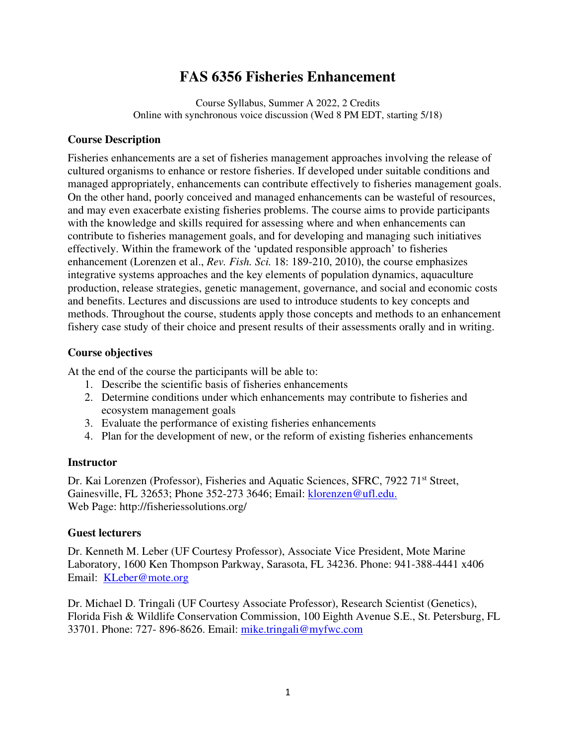# FAS 6356 Fisheries Enhancement

Course Syllabus, Summer A 2022, 2 Credits
Online with synchronous voice discussion (Wed 8 PM EDT, starting 5/18)

## Course Description

Fisheries enhancements are a set of fisheries management approaches involving the release of cultured organisms to enhance or restore fisheries. If developed under suitable conditions and managed appropriately, enhancements can contribute effectively to fisheries management goals. On the other hand, poorly conceived and managed enhancements can be wasteful of resources, and may even exacerbate existing fisheries problems. The course aims to provide participants with the knowledge and skills required for assessing where and when enhancements can contribute to fisheries management goals, and for developing and managing such initiatives effectively. Within the framework of the 'updated responsible approach' to fisheries enhancement (Lorenzen et al., *Rev. Fish. Sci.* 18: 189-210, 2010), the course emphasizes integrative systems approaches and the key elements of population dynamics, aquaculture production, release strategies, genetic management, governance, and social and economic costs and benefits. Lectures and discussions are used to introduce students to key concepts and methods. Throughout the course, students apply those concepts and methods to an enhancement fishery case study of their choice and present results of their assessments orally and in writing.

## Course objectives

At the end of the course the participants will be able to:

1. Describe the scientific basis of fisheries enhancements
2. Determine conditions under which enhancements may contribute to fisheries and ecosystem management goals
3. Evaluate the performance of existing fisheries enhancements
4. Plan for the development of new, or the reform of existing fisheries enhancements

## Instructor

Dr. Kai Lorenzen (Professor), Fisheries and Aquatic Sciences, SFRC, 7922 71st Street, Gainesville, FL 32653; Phone 352-273 3646; Email: klorenzen@ufl.edu.
Web Page: http://fisheriessolutions.org/

## Guest lecturers

Dr. Kenneth M. Leber (UF Courtesy Professor), Associate Vice President, Mote Marine Laboratory, 1600 Ken Thompson Parkway, Sarasota, FL 34236. Phone: 941-388-4441 x406 Email: KLeber@mote.org

Dr. Michael D. Tringali (UF Courtesy Associate Professor), Research Scientist (Genetics), Florida Fish & Wildlife Conservation Commission, 100 Eighth Avenue S.E., St. Petersburg, FL 33701. Phone: 727- 896-8626. Email: mike.tringali@myfwc.com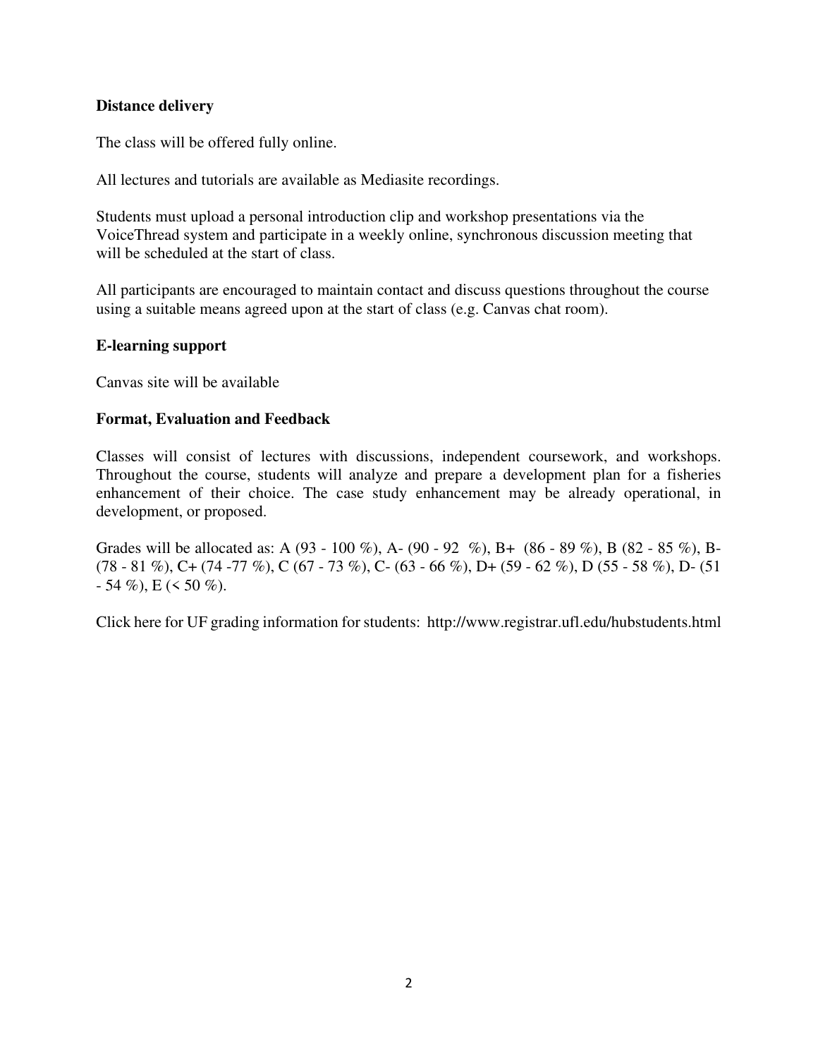**Distance delivery**

The class will be offered fully online.

All lectures and tutorials are available as Mediasite recordings.

Students must upload a personal introduction clip and workshop presentations via the VoiceThread system and participate in a weekly online, synchronous discussion meeting that will be scheduled at the start of class.

All participants are encouraged to maintain contact and discuss questions throughout the course using a suitable means agreed upon at the start of class (e.g. Canvas chat room).

**E-learning support**

Canvas site will be available

**Format, Evaluation and Feedback**

Classes will consist of lectures with discussions, independent coursework, and workshops. Throughout the course, students will analyze and prepare a development plan for a fisheries enhancement of their choice. The case study enhancement may be already operational, in development, or proposed.

Grades will be allocated as: A (93 - 100 %), A- (90 - 92 %), B+ (86 - 89 %), B (82 - 85 %), B- (78 - 81 %), C+ (74 -77 %), C (67 - 73 %), C- (63 - 66 %), D+ (59 - 62 %), D (55 - 58 %), D- (51 - 54 %), E (< 50 %).

Click here for UF grading information for students: http://www.registrar.ufl.edu/hubstudents.html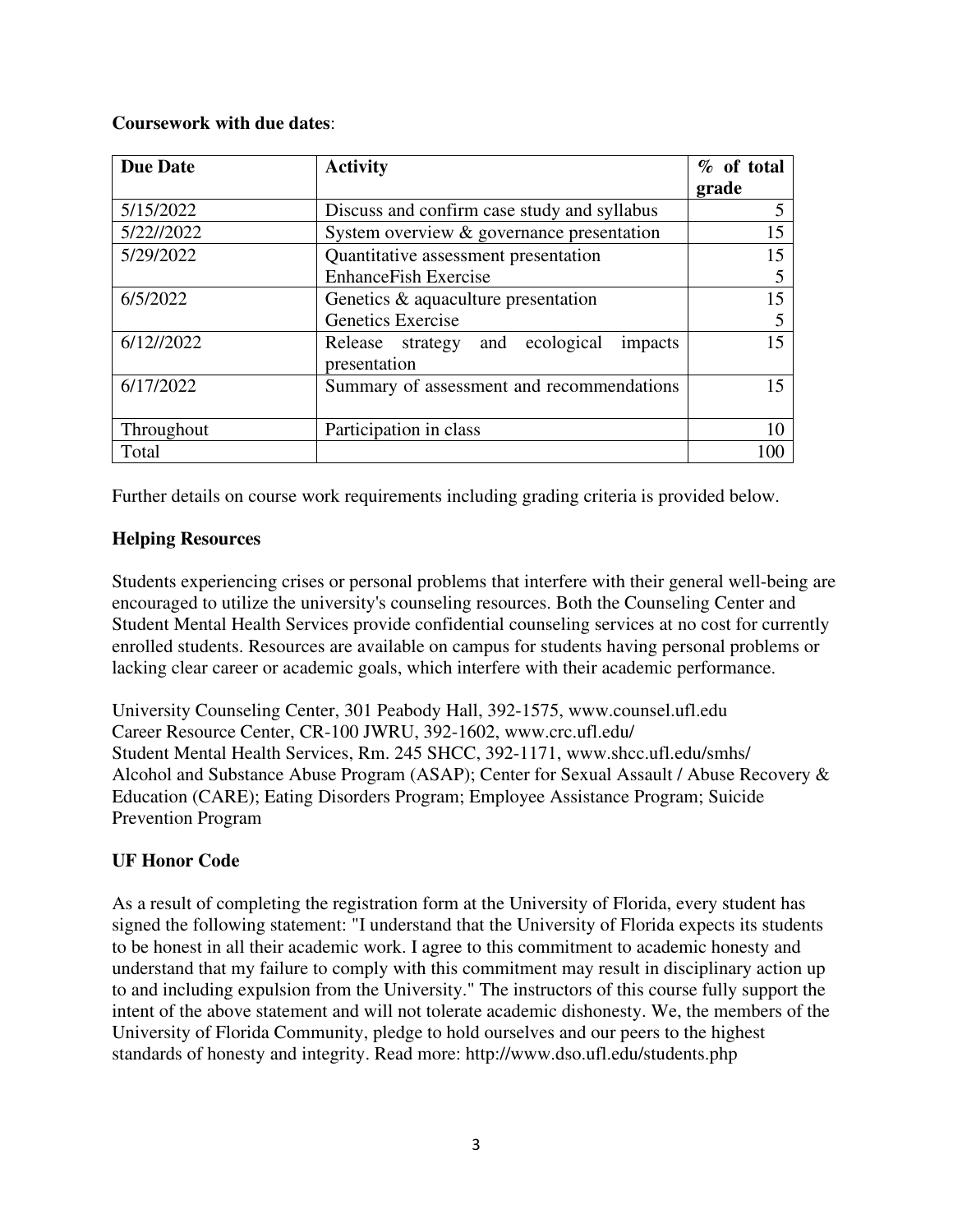**Coursework with due dates**:

| Due Date | Activity | % of total grade |
|---|---|---|
| 5/15/2022 | Discuss and confirm case study and syllabus | 5 |
| 5/22//2022 | System overview & governance presentation | 15 |
| 5/29/2022 | Quantitative assessment presentation<br>EnhanceFish Exercise | 15<br>5 |
| 6/5/2022 | Genetics & aquaculture presentation<br>Genetics Exercise | 15<br>5 |
| 6/12//2022 | Release strategy and ecological impacts presentation | 15 |
| 6/17/2022 | Summary of assessment and recommendations | 15 |
| Throughout | Participation in class | 10 |
| Total | | 100 |

Further details on course work requirements including grading criteria is provided below.

**Helping Resources**

Students experiencing crises or personal problems that interfere with their general well-being are encouraged to utilize the university's counseling resources. Both the Counseling Center and Student Mental Health Services provide confidential counseling services at no cost for currently enrolled students. Resources are available on campus for students having personal problems or lacking clear career or academic goals, which interfere with their academic performance.

University Counseling Center, 301 Peabody Hall, 392-1575, www.counsel.ufl.edu
Career Resource Center, CR-100 JWRU, 392-1602, www.crc.ufl.edu/
Student Mental Health Services, Rm. 245 SHCC, 392-1171, www.shcc.ufl.edu/smhs/
Alcohol and Substance Abuse Program (ASAP); Center for Sexual Assault / Abuse Recovery & Education (CARE); Eating Disorders Program; Employee Assistance Program; Suicide Prevention Program

**UF Honor Code**

As a result of completing the registration form at the University of Florida, every student has signed the following statement: "I understand that the University of Florida expects its students to be honest in all their academic work. I agree to this commitment to academic honesty and understand that my failure to comply with this commitment may result in disciplinary action up to and including expulsion from the University." The instructors of this course fully support the intent of the above statement and will not tolerate academic dishonesty. We, the members of the University of Florida Community, pledge to hold ourselves and our peers to the highest standards of honesty and integrity. Read more: http://www.dso.ufl.edu/students.php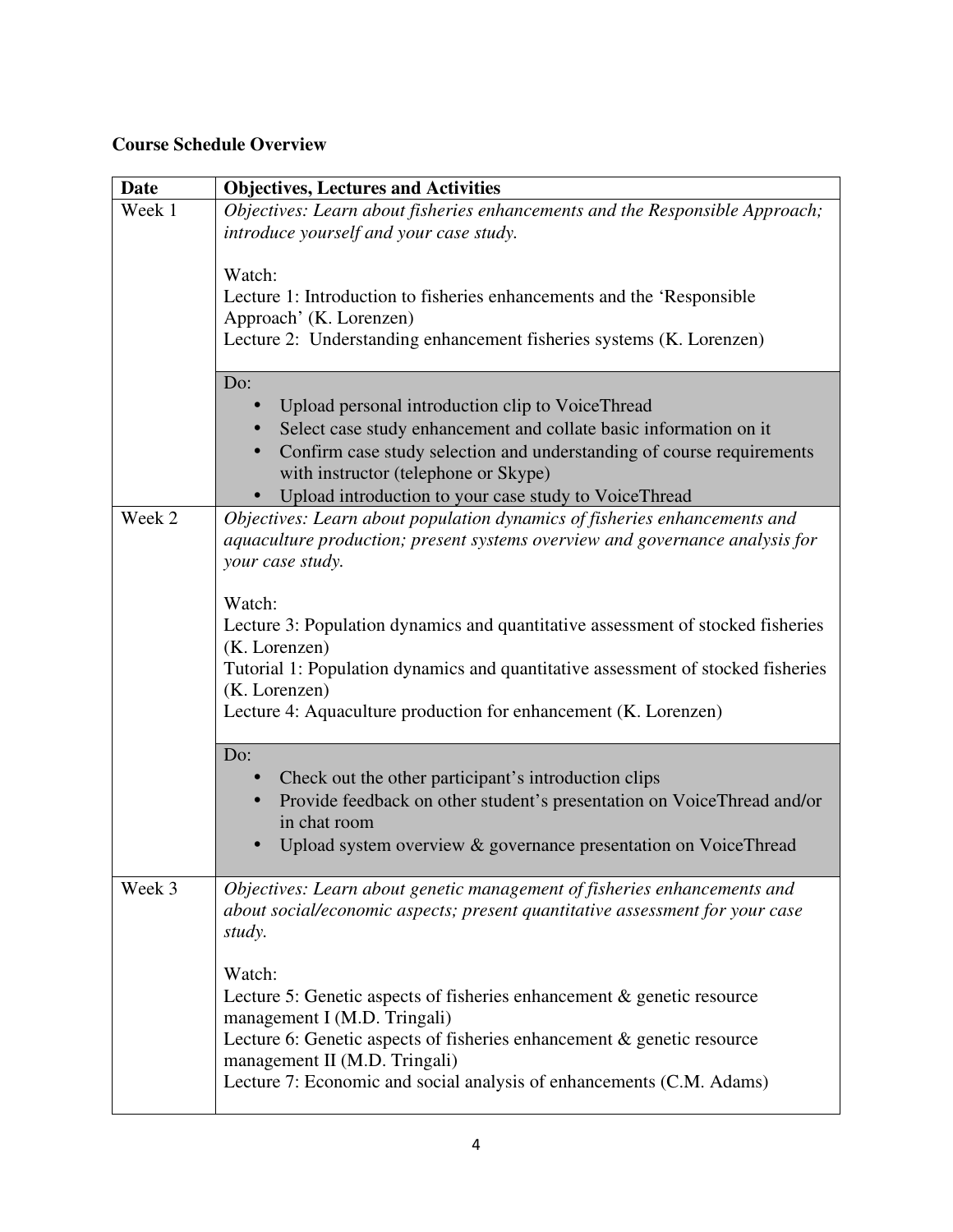**Course Schedule Overview**

| Date | Objectives, Lectures and Activities |
|---|---|
| Week 1 | *Objectives: Learn about fisheries enhancements and the Responsible Approach; introduce yourself and your case study.*<br><br>Watch:<br>Lecture 1: Introduction to fisheries enhancements and the 'Responsible Approach' (K. Lorenzen)<br>Lecture 2: Understanding enhancement fisheries systems (K. Lorenzen) |
| | Do:<br>• Upload personal introduction clip to VoiceThread<br>• Select case study enhancement and collate basic information on it<br>• Confirm case study selection and understanding of course requirements with instructor (telephone or Skype)<br>• Upload introduction to your case study to VoiceThread |
| Week 2 | *Objectives: Learn about population dynamics of fisheries enhancements and aquaculture production; present systems overview and governance analysis for your case study.*<br><br>Watch:<br>Lecture 3: Population dynamics and quantitative assessment of stocked fisheries (K. Lorenzen)<br>Tutorial 1: Population dynamics and quantitative assessment of stocked fisheries (K. Lorenzen)<br>Lecture 4: Aquaculture production for enhancement (K. Lorenzen) |
| | Do:<br>• Check out the other participant's introduction clips<br>• Provide feedback on other student's presentation on VoiceThread and/or in chat room<br>• Upload system overview & governance presentation on VoiceThread |
| Week 3 | *Objectives: Learn about genetic management of fisheries enhancements and about social/economic aspects; present quantitative assessment for your case study.*<br><br>Watch:<br>Lecture 5: Genetic aspects of fisheries enhancement & genetic resource management I (M.D. Tringali)<br>Lecture 6: Genetic aspects of fisheries enhancement & genetic resource management II (M.D. Tringali)<br>Lecture 7: Economic and social analysis of enhancements (C.M. Adams) |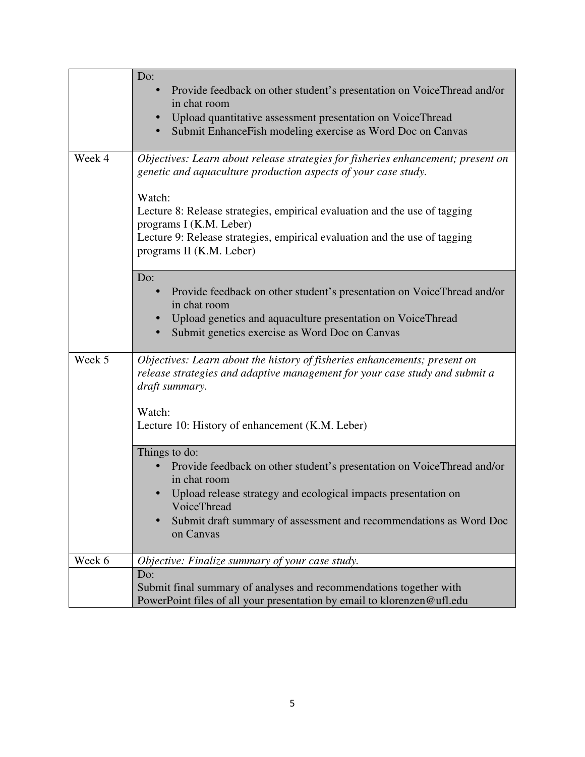| | |
|---|---|
| | Do:<br>• Provide feedback on other student's presentation on VoiceThread and/or in chat room<br>• Upload quantitative assessment presentation on VoiceThread<br>• Submit EnhanceFish modeling exercise as Word Doc on Canvas |
| Week 4 | *Objectives: Learn about release strategies for fisheries enhancement; present on genetic and aquaculture production aspects of your case study.*<br><br>Watch:<br>Lecture 8: Release strategies, empirical evaluation and the use of tagging programs I (K.M. Leber)<br>Lecture 9: Release strategies, empirical evaluation and the use of tagging programs II (K.M. Leber) |
| | Do:<br>• Provide feedback on other student's presentation on VoiceThread and/or in chat room<br>• Upload genetics and aquaculture presentation on VoiceThread<br>• Submit genetics exercise as Word Doc on Canvas |
| Week 5 | *Objectives: Learn about the history of fisheries enhancements; present on release strategies and adaptive management for your case study and submit a draft summary.*<br><br>Watch:<br>Lecture 10: History of enhancement (K.M. Leber) |
| | Things to do:<br>• Provide feedback on other student's presentation on VoiceThread and/or in chat room<br>• Upload release strategy and ecological impacts presentation on VoiceThread<br>• Submit draft summary of assessment and recommendations as Word Doc on Canvas |
| Week 6 | *Objective: Finalize summary of your case study.* |
| | Do:<br>Submit final summary of analyses and recommendations together with PowerPoint files of all your presentation by email to klorenzen@ufl.edu |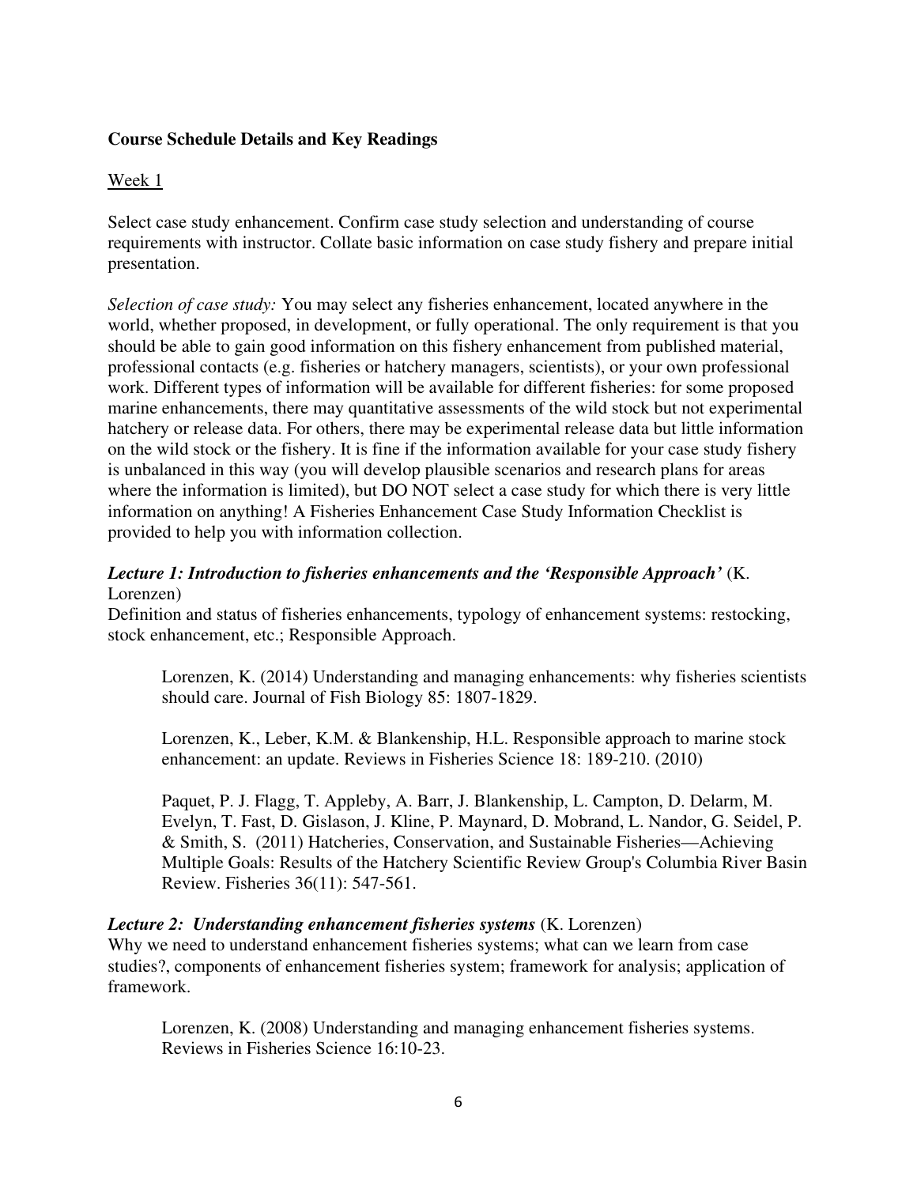**Course Schedule Details and Key Readings**

Week 1

Select case study enhancement. Confirm case study selection and understanding of course requirements with instructor. Collate basic information on case study fishery and prepare initial presentation.

*Selection of case study:* You may select any fisheries enhancement, located anywhere in the world, whether proposed, in development, or fully operational. The only requirement is that you should be able to gain good information on this fishery enhancement from published material, professional contacts (e.g. fisheries or hatchery managers, scientists), or your own professional work. Different types of information will be available for different fisheries: for some proposed marine enhancements, there may quantitative assessments of the wild stock but not experimental hatchery or release data. For others, there may be experimental release data but little information on the wild stock or the fishery. It is fine if the information available for your case study fishery is unbalanced in this way (you will develop plausible scenarios and research plans for areas where the information is limited), but DO NOT select a case study for which there is very little information on anything! A Fisheries Enhancement Case Study Information Checklist is provided to help you with information collection.

***Lecture 1: Introduction to fisheries enhancements and the 'Responsible Approach'*** (K. Lorenzen)
Definition and status of fisheries enhancements, typology of enhancement systems: restocking, stock enhancement, etc.; Responsible Approach.

> Lorenzen, K. (2014) Understanding and managing enhancements: why fisheries scientists should care. Journal of Fish Biology 85: 1807-1829.
>
> Lorenzen, K., Leber, K.M. & Blankenship, H.L. Responsible approach to marine stock enhancement: an update. Reviews in Fisheries Science 18: 189-210. (2010)
>
> Paquet, P. J. Flagg, T. Appleby, A. Barr, J. Blankenship, L. Campton, D. Delarm, M. Evelyn, T. Fast, D. Gislason, J. Kline, P. Maynard, D. Mobrand, L. Nandor, G. Seidel, P. & Smith, S. (2011) Hatcheries, Conservation, and Sustainable Fisheries—Achieving Multiple Goals: Results of the Hatchery Scientific Review Group's Columbia River Basin Review. Fisheries 36(11): 547-561.

***Lecture 2: Understanding enhancement fisheries systems*** (K. Lorenzen)
Why we need to understand enhancement fisheries systems; what can we learn from case studies?, components of enhancement fisheries system; framework for analysis; application of framework.

> Lorenzen, K. (2008) Understanding and managing enhancement fisheries systems. Reviews in Fisheries Science 16:10-23.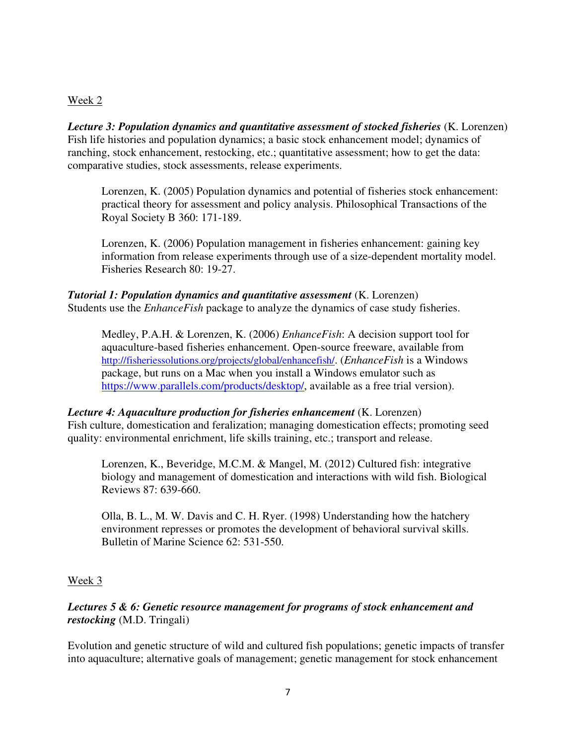Week 2

***Lecture 3: Population dynamics and quantitative assessment of stocked fisheries*** (K. Lorenzen)
Fish life histories and population dynamics; a basic stock enhancement model; dynamics of ranching, stock enhancement, restocking, etc.; quantitative assessment; how to get the data: comparative studies, stock assessments, release experiments.

> Lorenzen, K. (2005) Population dynamics and potential of fisheries stock enhancement: practical theory for assessment and policy analysis. Philosophical Transactions of the Royal Society B 360: 171-189.
>
> Lorenzen, K. (2006) Population management in fisheries enhancement: gaining key information from release experiments through use of a size-dependent mortality model. Fisheries Research 80: 19-27.

***Tutorial 1: Population dynamics and quantitative assessment*** (K. Lorenzen)
Students use the *EnhanceFish* package to analyze the dynamics of case study fisheries.

> Medley, P.A.H. & Lorenzen, K. (2006) *EnhanceFish*: A decision support tool for aquaculture-based fisheries enhancement. Open-source freeware, available from http://fisheriessolutions.org/projects/global/enhancefish/. (*EnhanceFish* is a Windows package, but runs on a Mac when you install a Windows emulator such as https://www.parallels.com/products/desktop/, available as a free trial version).

***Lecture 4: Aquaculture production for fisheries enhancement*** (K. Lorenzen)
Fish culture, domestication and feralization; managing domestication effects; promoting seed quality: environmental enrichment, life skills training, etc.; transport and release.

> Lorenzen, K., Beveridge, M.C.M. & Mangel, M. (2012) Cultured fish: integrative biology and management of domestication and interactions with wild fish. Biological Reviews 87: 639-660.
>
> Olla, B. L., M. W. Davis and C. H. Ryer. (1998) Understanding how the hatchery environment represses or promotes the development of behavioral survival skills. Bulletin of Marine Science 62: 531-550.

Week 3

***Lectures 5 & 6: Genetic resource management for programs of stock enhancement and restocking*** (M.D. Tringali)

Evolution and genetic structure of wild and cultured fish populations; genetic impacts of transfer into aquaculture; alternative goals of management; genetic management for stock enhancement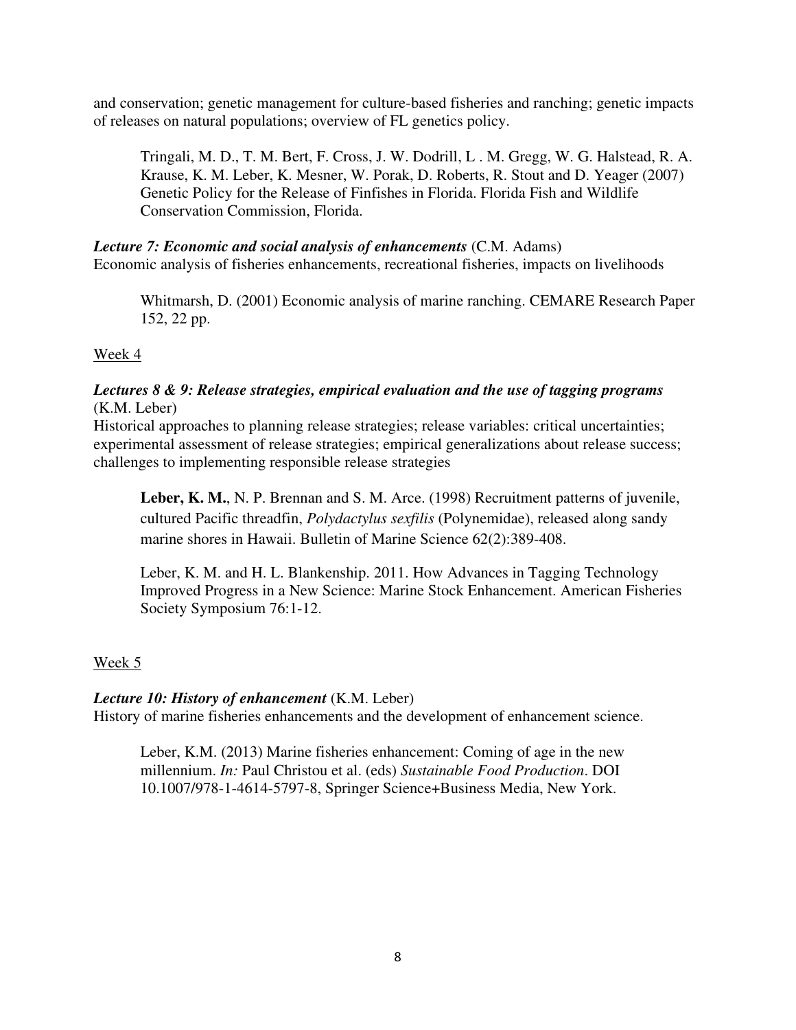and conservation; genetic management for culture-based fisheries and ranching; genetic impacts of releases on natural populations; overview of FL genetics policy.

> Tringali, M. D., T. M. Bert, F. Cross, J. W. Dodrill, L . M. Gregg, W. G. Halstead, R. A. Krause, K. M. Leber, K. Mesner, W. Porak, D. Roberts, R. Stout and D. Yeager (2007) Genetic Policy for the Release of Finfishes in Florida. Florida Fish and Wildlife Conservation Commission, Florida.

***Lecture 7: Economic and social analysis of enhancements*** (C.M. Adams)
Economic analysis of fisheries enhancements, recreational fisheries, impacts on livelihoods

> Whitmarsh, D. (2001) Economic analysis of marine ranching. CEMARE Research Paper 152, 22 pp.

Week 4

***Lectures 8 & 9: Release strategies, empirical evaluation and the use of tagging programs*** (K.M. Leber)
Historical approaches to planning release strategies; release variables: critical uncertainties; experimental assessment of release strategies; empirical generalizations about release success; challenges to implementing responsible release strategies

> **Leber, K. M.**, N. P. Brennan and S. M. Arce. (1998) Recruitment patterns of juvenile, cultured Pacific threadfin, *Polydactylus sexfilis* (Polynemidae), released along sandy marine shores in Hawaii. Bulletin of Marine Science 62(2):389-408.

> Leber, K. M. and H. L. Blankenship. 2011. How Advances in Tagging Technology Improved Progress in a New Science: Marine Stock Enhancement. American Fisheries Society Symposium 76:1-12.

Week 5

***Lecture 10: History of enhancement*** (K.M. Leber)
History of marine fisheries enhancements and the development of enhancement science.

> Leber, K.M. (2013) Marine fisheries enhancement: Coming of age in the new millennium. *In:* Paul Christou et al. (eds) *Sustainable Food Production*. DOI 10.1007/978-1-4614-5797-8, Springer Science+Business Media, New York.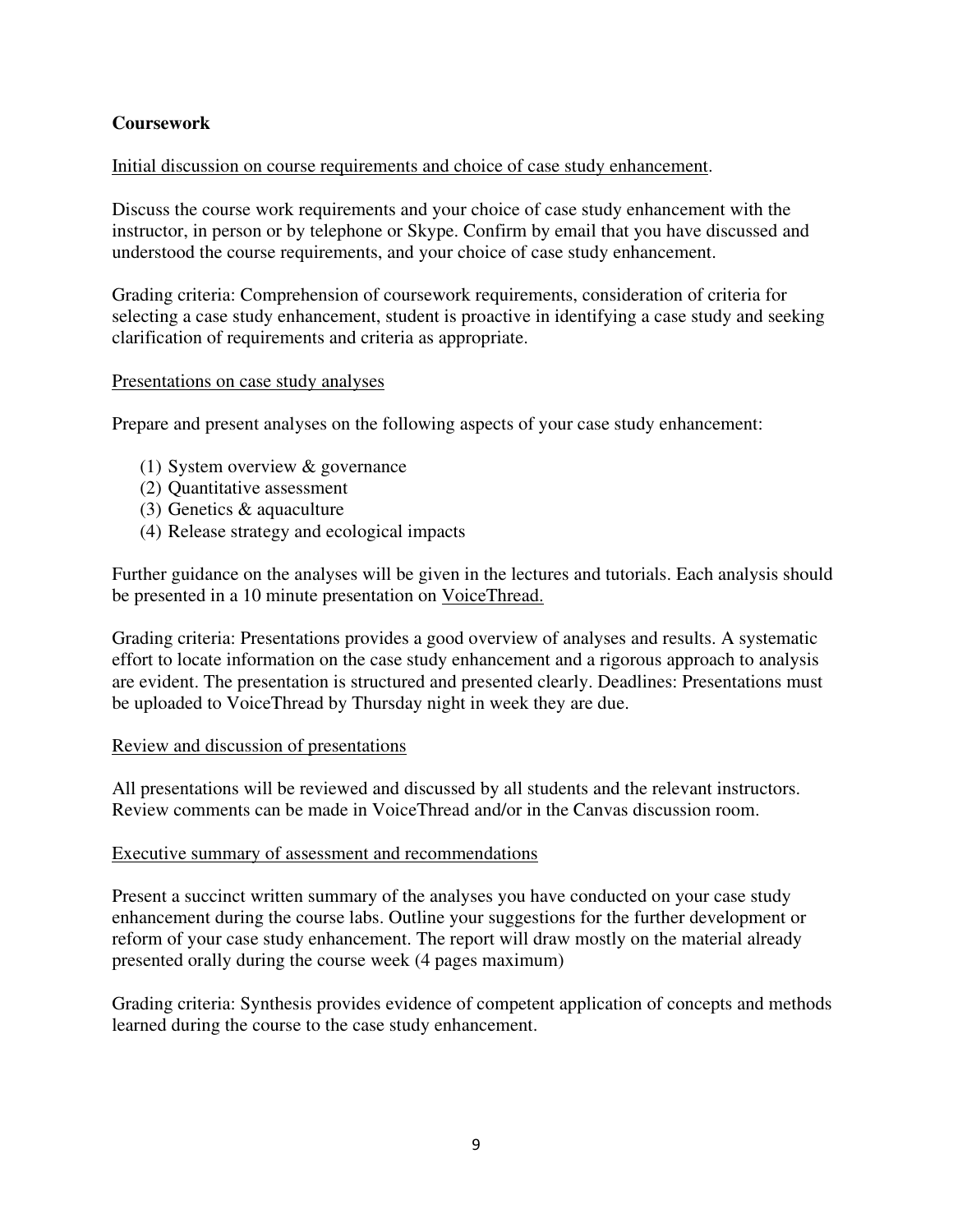**Coursework**

Initial discussion on course requirements and choice of case study enhancement.

Discuss the course work requirements and your choice of case study enhancement with the instructor, in person or by telephone or Skype. Confirm by email that you have discussed and understood the course requirements, and your choice of case study enhancement.

Grading criteria: Comprehension of coursework requirements, consideration of criteria for selecting a case study enhancement, student is proactive in identifying a case study and seeking clarification of requirements and criteria as appropriate.

Presentations on case study analyses

Prepare and present analyses on the following aspects of your case study enhancement:

(1) System overview & governance
(2) Quantitative assessment
(3) Genetics & aquaculture
(4) Release strategy and ecological impacts

Further guidance on the analyses will be given in the lectures and tutorials. Each analysis should be presented in a 10 minute presentation on VoiceThread.

Grading criteria: Presentations provides a good overview of analyses and results. A systematic effort to locate information on the case study enhancement and a rigorous approach to analysis are evident. The presentation is structured and presented clearly. Deadlines: Presentations must be uploaded to VoiceThread by Thursday night in week they are due.

Review and discussion of presentations

All presentations will be reviewed and discussed by all students and the relevant instructors. Review comments can be made in VoiceThread and/or in the Canvas discussion room.

Executive summary of assessment and recommendations

Present a succinct written summary of the analyses you have conducted on your case study enhancement during the course labs. Outline your suggestions for the further development or reform of your case study enhancement. The report will draw mostly on the material already presented orally during the course week (4 pages maximum)

Grading criteria: Synthesis provides evidence of competent application of concepts and methods learned during the course to the case study enhancement.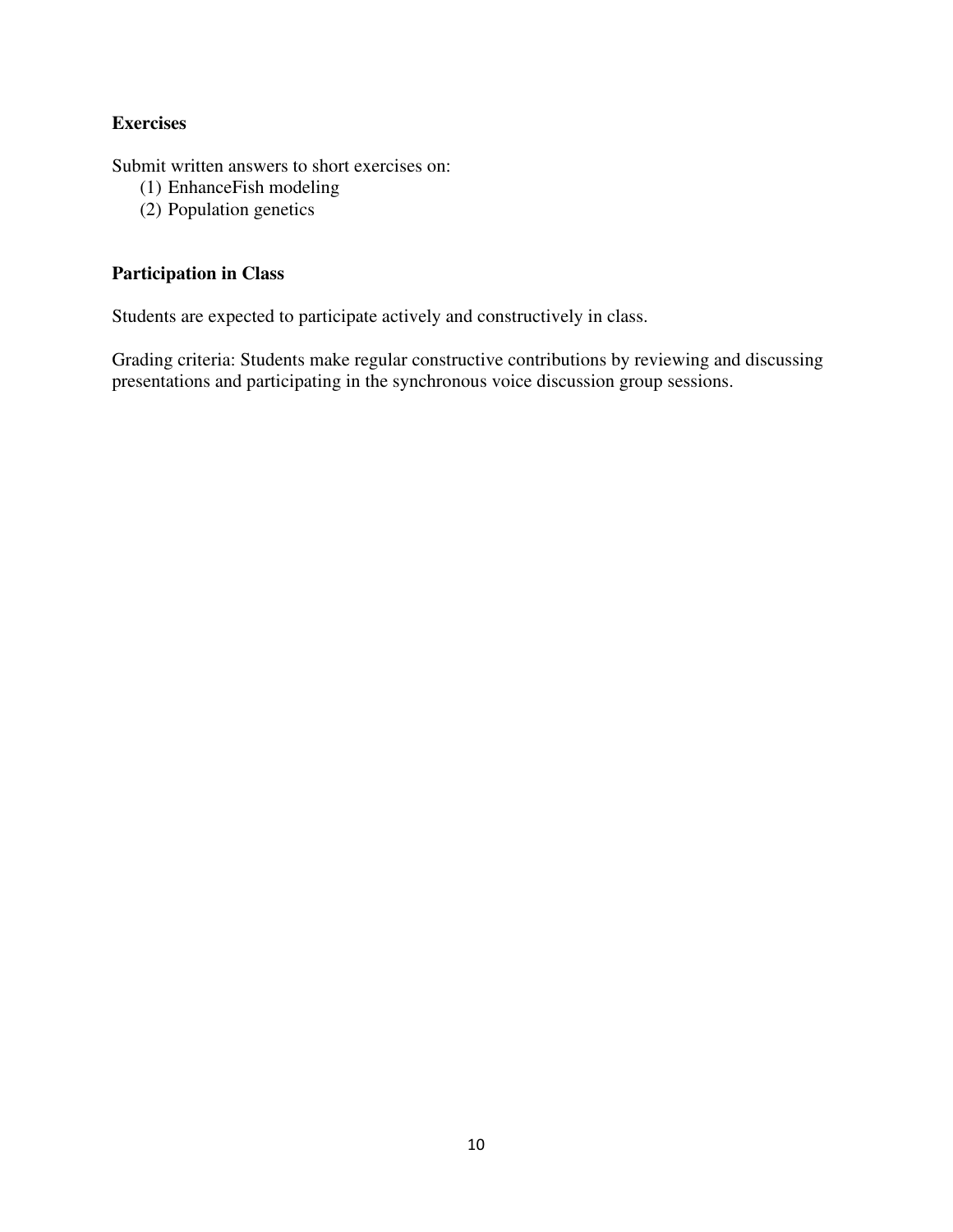**Exercises**

Submit written answers to short exercises on:

(1) EnhanceFish modeling
(2) Population genetics

**Participation in Class**

Students are expected to participate actively and constructively in class.

Grading criteria: Students make regular constructive contributions by reviewing and discussing presentations and participating in the synchronous voice discussion group sessions.